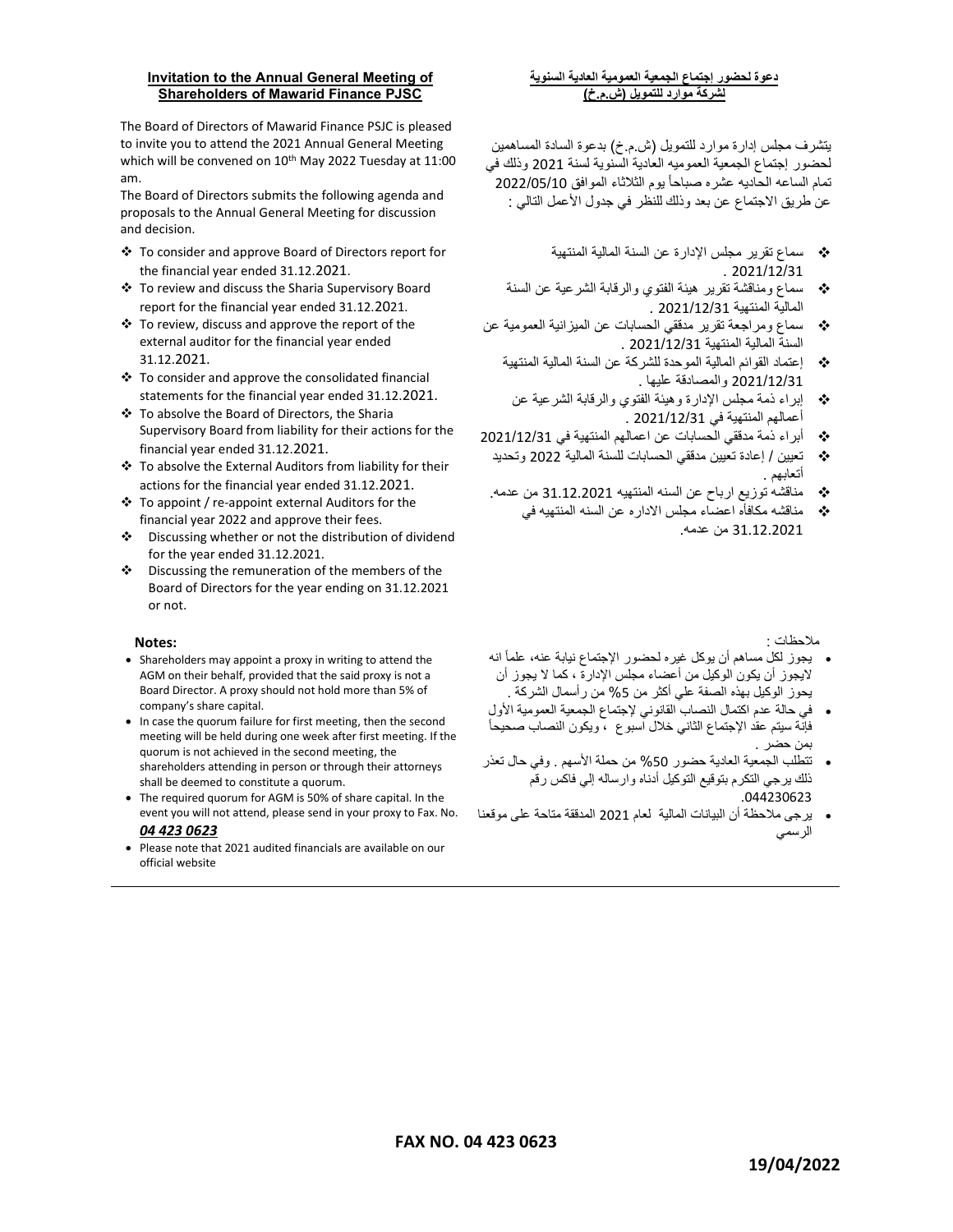# Invitation to the Annual General Meeting of Shareholders of Mawarid Finance PJSC

The Board of Directors of Mawarid Finance PSJC is pleased to invite you to attend the 2021 Annual General Meeting which will be convened on 10th May 2022 Tuesday at 11:00 am.

The Board of Directors submits the following agenda and proposals to the Annual General Meeting for discussion and decision.

- ❖ To consider and approve Board of Directors report for the financial year ended 31.12.2021.
- ❖ To review and discuss the Sharia Supervisory Board report for the financial year ended 31.12.2021.
- ❖ To review, discuss and approve the report of the external auditor for the financial year ended 31.12.2021.
- ❖ To consider and approve the consolidated financial statements for the financial year ended 31.12.2021.
- ❖ To absolve the Board of Directors, the Sharia Supervisory Board from liability for their actions for the financial year ended 31.12.2021.
- ❖ To absolve the External Auditors from liability for their actions for the financial year ended 31.12.2021.
- ❖ To appoint / re-appoint external Auditors for the financial year 2022 and approve their fees.
- ❖ Discussing whether or not the distribution of dividend for the year ended 31.12.2021.
- ❖ Discussing the remuneration of the members of the Board of Directors for the year ending on 31.12.2021 or not.

**Notes:**

- Shareholders may appoint a proxy in writing to attend the AGM on their behalf, provided that the said proxy is not a Board Director. A proxy should not hold more than 5% of company's share capital.
- In case the quorum failure for first meeting, then the second meeting will be held during one week after first meeting. If the quorum is not achieved in the second meeting, the shareholders attending in person or through their attorneys shall be deemed to constitute a quorum.
- The required quorum for AGM is 50% of share capital. In the event you will not attend, please send in your proxy to Fax. No. ***04 423 0623***
- Please note that 2021 audited financials are available on our official website

# دعوة لحضور إجتماع الجمعية العمومية العادية السنوية لشركة موارد للتمويل (ش.م.خ)

يتشرف مجلس إدارة موارد للتمويل (ش.م.خ) بدعوة السادة المساهمين لحضور إجتماع الجمعية العموميه العادية السنوية لسنة 2021 وذلك في تمام الساعه الحاديه عشره صباحاً يوم الثلاثاء الموافق 2022/05/10 عن طريق الاجتماع عن بعد وذلك للنظر في جدول الأعمل التالي :

- ❖ سماع تقرير مجلس الإدارة عن السنة المالية المنتهية 2021/12/31 .
- ❖ سماع ومناقشة تقرير هيئة الفتوي والرقابة الشرعية عن السنة المالية المنتهية 2021/12/31 .
- ❖ سماع ومراجعة تقرير مدققي الحسابات عن الميزانية العمومية عن السنة المالية المنتهية 2021/12/31 .
- ❖ إعتماد القوائم المالية الموحدة للشركة عن السنة المالية المنتهية 2021/12/31 والمصادقة عليها .
- ❖ إبراء ذمة مجلس الإدارة وهيئة الفتوي والرقابة الشرعية عن أعمالهم المنتهية في 2021/12/31 .
- ❖ أبراء ذمة مدققي الحسابات عن اعمالهم المنتهية في 2021/12/31
- ❖ تعيين / إعادة تعيين مدققي الحسابات للسنة المالية 2022 وتحديد أتعابهم .
- ❖ مناقشه توزيع ارباح عن السنه المنتهيه 31.12.2021 من عدمه.
- ❖ مناقشه مكافأه اعضاء مجلس الاداره عن السنه المنتهيه في 31.12.2021 من عدمه.

ملاحظات :

- يجوز لكل مساهم أن يوكل غيره لحضور الإجتماع نيابة عنه، علماً انه لايجوز أن يكون الوكيل من أعضاء مجلس الإدارة ، كما لا يجوز أن يحوز الوكيل بهذه الصفة علي أكثر من 5% من رأسمال الشركة .
- في حالة عدم اكتمال النصاب القانوني لإجتماع الجمعية العمومية الأول فإنة سيتم عقد الإجتماع الثاني خلال أسبوع ، ويكون النصاب صحيحاً بمن حضر .
- تتطلب الجمعية العادية حضور 50% من حملة الأسهم . وفي حال تعذر ذلك يرجي التكرم بتوقيع التوكيل أدناه وارساله إلي فاكس رقم 044230623.
- يرجى ملاحظة أن البيانات المالية لعام 2021 المدققة متاحة على موقعنا الرسمي

**FAX NO. 04 423 0623**

**19/04/2022**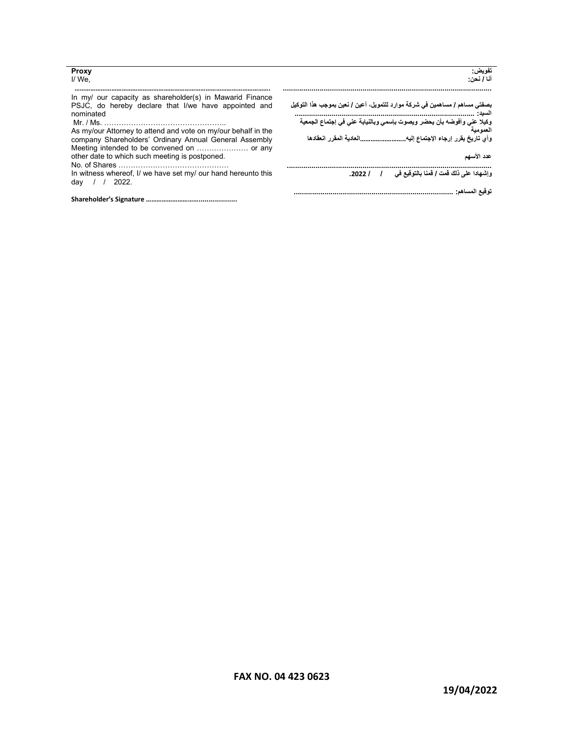**Proxy**

I/ We,

………………………………………………………………………………………………………

In my/ our capacity as shareholder(s) in Mawarid Finance PSJC, do hereby declare that I/we have appointed and nominated

Mr. / Ms. …………………………………………..

As my/our Attorney to attend and vote on my/our behalf in the company Shareholders' Ordinary Annual General Assembly Meeting intended to be convened on ………………… or any other date to which such meeting is postponed.

No. of Shares ………………………………………

In witness whereof, I/ we have set my/ our hand hereunto this day / / 2022.

**Shareholder's Signature ………………………………………….**

**تفويض:**

**أنا / نحن:**

…………………………………………………………………………………………

**بصفتي مساهم / مساهمين في شركة موارد للتمويل، أعين / نعين بموجب هذا التوكيل السيد: ……………………………………………………………………………**

**وكيلا عني وأفوضه بأن يحضر ويصوت بإسمي وبالنيابة عني في إجتماع الجمعية العمومية**

**العادية المقرر انعقادها……………………وأي تاريخ يقرر إرجاء الإجتماع إليه.**

**عدد الأسهم**

…………………………………………………………………………………………

**وإشهادا على ذلك قمت / قمنا بالتوقيع في / / 2022.**

**توقيع المساهم: ……………………………………………………………………**

**FAX NO. 04 423 0623**

**19/04/2022**